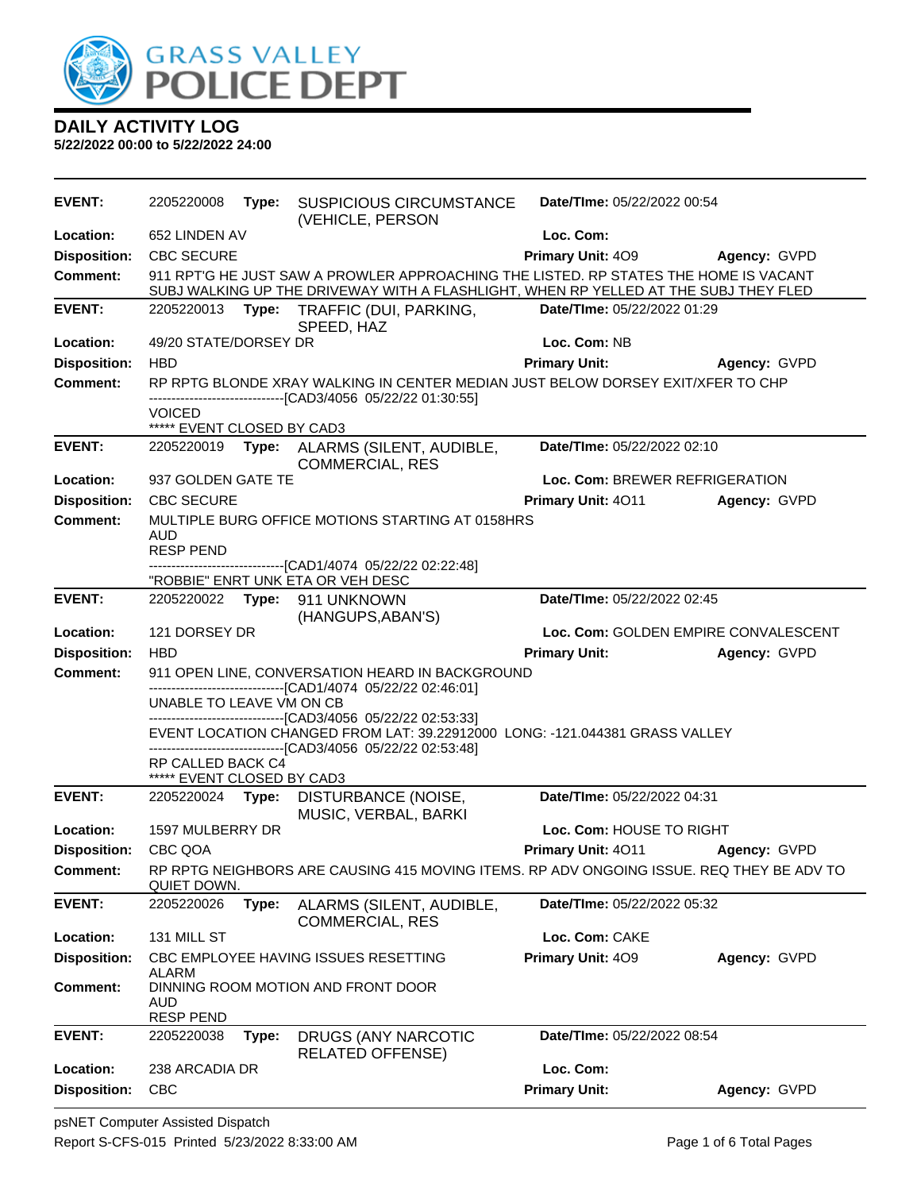# GRASS VALLEY POLICE DEPT

## DAILY ACTIVITY LOG

**5/22/2022 00:00 to 5/22/2022 24:00**

| | | | | |
|---|---|---|---|---|
| **EVENT:** | 2205220008 **Type:** SUSPICIOUS CIRCUMSTANCE (VEHICLE, PERSON | **Date/TIme:** 05/22/2022 00:54 | | |
| **Location:** | 652 LINDEN AV | **Loc. Com:** | | |
| **Disposition:** | CBC SECURE | **Primary Unit:** 4O9 | **Agency:** GVPD | |
| **Comment:** | 911 RPT'G HE JUST SAW A PROWLER APPROACHING THE LISTED. RP STATES THE HOME IS VACANT SUBJ WALKING UP THE DRIVEWAY WITH A FLASHLIGHT, WHEN RP YELLED AT THE SUBJ THEY FLED | | | |

| | | | | |
|---|---|---|---|---|
| **EVENT:** | 2205220013 **Type:** TRAFFIC (DUI, PARKING, SPEED, HAZ | **Date/TIme:** 05/22/2022 01:29 | | |
| **Location:** | 49/20 STATE/DORSEY DR | **Loc. Com:** NB | | |
| **Disposition:** | HBD | **Primary Unit:** | **Agency:** GVPD | |
| **Comment:** | RP RPTG BLONDE XRAY WALKING IN CENTER MEDIAN JUST BELOW DORSEY EXIT/XFER TO CHP<br>------------------------------[CAD3/4056 05/22/22 01:30:55]<br>VOICED<br>***** EVENT CLOSED BY CAD3 | | | |

| | | | | |
|---|---|---|---|---|
| **EVENT:** | 2205220019 **Type:** ALARMS (SILENT, AUDIBLE, COMMERCIAL, RES | **Date/TIme:** 05/22/2022 02:10 | | |
| **Location:** | 937 GOLDEN GATE TE | **Loc. Com:** BREWER REFRIGERATION | | |
| **Disposition:** | CBC SECURE | **Primary Unit:** 4O11 | **Agency:** GVPD | |
| **Comment:** | MULTIPLE BURG OFFICE MOTIONS STARTING AT 0158HRS<br>AUD<br>RESP PEND<br>------------------------------[CAD1/4074 05/22/22 02:22:48]<br>"ROBBIE" ENRT UNK ETA OR VEH DESC | | | |

| | | | | |
|---|---|---|---|---|
| **EVENT:** | 2205220022 **Type:** 911 UNKNOWN (HANGUPS,ABAN'S) | **Date/TIme:** 05/22/2022 02:45 | | |
| **Location:** | 121 DORSEY DR | **Loc. Com:** GOLDEN EMPIRE CONVALESCENT | | |
| **Disposition:** | HBD | **Primary Unit:** | **Agency:** GVPD | |
| **Comment:** | 911 OPEN LINE, CONVERSATION HEARD IN BACKGROUND<br>------------------------------[CAD1/4074 05/22/22 02:46:01]<br>UNABLE TO LEAVE VM ON CB<br>------------------------------[CAD3/4056 05/22/22 02:53:33]<br>EVENT LOCATION CHANGED FROM LAT: 39.22912000 LONG: -121.044381 GRASS VALLEY<br>------------------------------[CAD3/4056 05/22/22 02:53:48]<br>RP CALLED BACK C4<br>***** EVENT CLOSED BY CAD3 | | | |

| | | | | |
|---|---|---|---|---|
| **EVENT:** | 2205220024 **Type:** DISTURBANCE (NOISE, MUSIC, VERBAL, BARKI | **Date/TIme:** 05/22/2022 04:31 | | |
| **Location:** | 1597 MULBERRY DR | **Loc. Com:** HOUSE TO RIGHT | | |
| **Disposition:** | CBC QOA | **Primary Unit:** 4O11 | **Agency:** GVPD | |
| **Comment:** | RP RPTG NEIGHBORS ARE CAUSING 415 MOVING ITEMS. RP ADV ONGOING ISSUE. REQ THEY BE ADV TO QUIET DOWN. | | | |

| | | | | |
|---|---|---|---|---|
| **EVENT:** | 2205220026 **Type:** ALARMS (SILENT, AUDIBLE, COMMERCIAL, RES | **Date/TIme:** 05/22/2022 05:32 | | |
| **Location:** | 131 MILL ST | **Loc. Com:** CAKE | | |
| **Disposition:** | CBC EMPLOYEE HAVING ISSUES RESETTING ALARM | **Primary Unit:** 4O9 | **Agency:** GVPD | |
| **Comment:** | DINNING ROOM MOTION AND FRONT DOOR<br>AUD<br>RESP PEND | | | |

| | | | | |
|---|---|---|---|---|
| **EVENT:** | 2205220038 **Type:** DRUGS (ANY NARCOTIC RELATED OFFENSE) | **Date/TIme:** 05/22/2022 08:54 | | |
| **Location:** | 238 ARCADIA DR | **Loc. Com:** | | |
| **Disposition:** | CBC | **Primary Unit:** | **Agency:** GVPD | |

psNET Computer Assisted Dispatch
Report S-CFS-015 Printed 5/23/2022 8:33:00 AM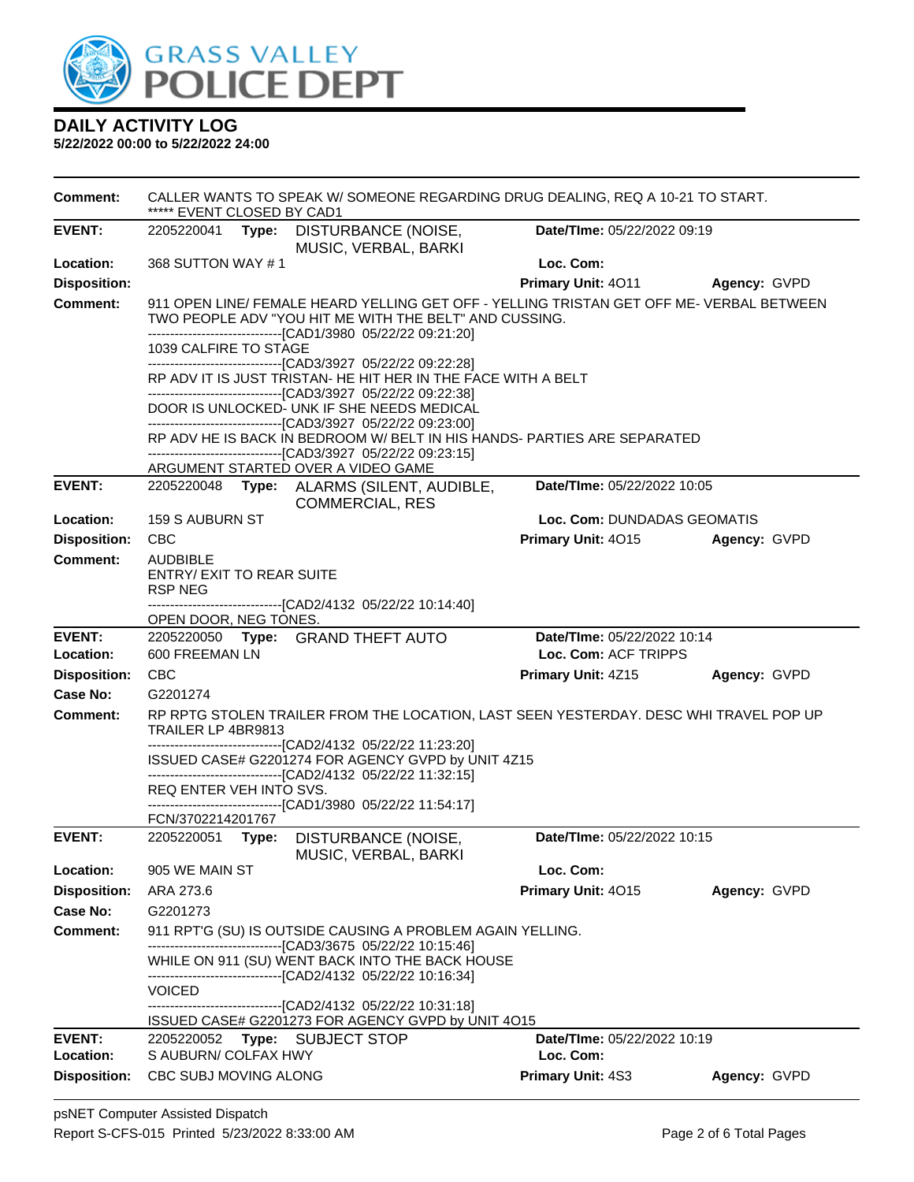# DAILY ACTIVITY LOG

**5/22/2022 00:00 to 5/22/2022 24:00**

| | | | |
|---|---|---|---|
| **Comment:** | CALLER WANTS TO SPEAK W/ SOMEONE REGARDING DRUG DEALING, REQ A 10-21 TO START.<br>***** EVENT CLOSED BY CAD1 | | |
| **EVENT:** | 2205220041 **Type:** DISTURBANCE (NOISE, MUSIC, VERBAL, BARKI | **Date/TIme:** 05/22/2022 09:19 | |
| **Location:** | 368 SUTTON WAY # 1 | **Loc. Com:** | |
| **Disposition:** | | **Primary Unit:** 4O11 | **Agency:** GVPD |
| **Comment:** | 911 OPEN LINE/ FEMALE HEARD YELLING GET OFF - YELLING TRISTAN GET OFF ME- VERBAL BETWEEN TWO PEOPLE ADV "YOU HIT ME WITH THE BELT" AND CUSSING.<br>-------------------------------[CAD1/3980 05/22/22 09:21:20]<br>1039 CALFIRE TO STAGE<br>-------------------------------[CAD3/3927 05/22/22 09:22:28]<br>RP ADV IT IS JUST TRISTAN- HE HIT HER IN THE FACE WITH A BELT<br>-------------------------------[CAD3/3927 05/22/22 09:22:38]<br>DOOR IS UNLOCKED- UNK IF SHE NEEDS MEDICAL<br>-------------------------------[CAD3/3927 05/22/22 09:23:00]<br>RP ADV HE IS BACK IN BEDROOM W/ BELT IN HIS HANDS- PARTIES ARE SEPARATED<br>-------------------------------[CAD3/3927 05/22/22 09:23:15]<br>ARGUMENT STARTED OVER A VIDEO GAME | | |
| **EVENT:** | 2205220048 **Type:** ALARMS (SILENT, AUDIBLE, COMMERCIAL, RES | **Date/TIme:** 05/22/2022 10:05 | |
| **Location:** | 159 S AUBURN ST | **Loc. Com:** DUNDADAS GEOMATIS | |
| **Disposition:** | CBC | **Primary Unit:** 4O15 | **Agency:** GVPD |
| **Comment:** | AUDBIBLE<br>ENTRY/ EXIT TO REAR SUITE<br>RSP NEG<br>-------------------------------[CAD2/4132 05/22/22 10:14:40]<br>OPEN DOOR, NEG TONES. | | |
| **EVENT:** | 2205220050 **Type:** GRAND THEFT AUTO | **Date/TIme:** 05/22/2022 10:14 | |
| **Location:** | 600 FREEMAN LN | **Loc. Com:** ACF TRIPPS | |
| **Disposition:** | CBC | **Primary Unit:** 4Z15 | **Agency:** GVPD |
| **Case No:** | G2201274 | | |
| **Comment:** | RP RPTG STOLEN TRAILER FROM THE LOCATION, LAST SEEN YESTERDAY. DESC WHI TRAVEL POP UP TRAILER LP 4BR9813<br>-------------------------------[CAD2/4132 05/22/22 11:23:20]<br>ISSUED CASE# G2201274 FOR AGENCY GVPD by UNIT 4Z15<br>-------------------------------[CAD2/4132 05/22/22 11:32:15]<br>REQ ENTER VEH INTO SVS.<br>-------------------------------[CAD1/3980 05/22/22 11:54:17]<br>FCN/3702214201767 | | |
| **EVENT:** | 2205220051 **Type:** DISTURBANCE (NOISE, MUSIC, VERBAL, BARKI | **Date/TIme:** 05/22/2022 10:15 | |
| **Location:** | 905 WE MAIN ST | **Loc. Com:** | |
| **Disposition:** | ARA 273.6 | **Primary Unit:** 4O15 | **Agency:** GVPD |
| **Case No:** | G2201273 | | |
| **Comment:** | 911 RPT'G (SU) IS OUTSIDE CAUSING A PROBLEM AGAIN YELLING.<br>-------------------------------[CAD3/3675 05/22/22 10:15:46]<br>WHILE ON 911 (SU) WENT BACK INTO THE BACK HOUSE<br>-------------------------------[CAD2/4132 05/22/22 10:16:34]<br>VOICED<br>-------------------------------[CAD2/4132 05/22/22 10:31:18]<br>ISSUED CASE# G2201273 FOR AGENCY GVPD by UNIT 4O15 | | |
| **EVENT:** | 2205220052 **Type:** SUBJECT STOP | **Date/TIme:** 05/22/2022 10:19 | |
| **Location:** | S AUBURN/ COLFAX HWY | **Loc. Com:** | |
| **Disposition:** | CBC SUBJ MOVING ALONG | **Primary Unit:** 4S3 | **Agency:** GVPD |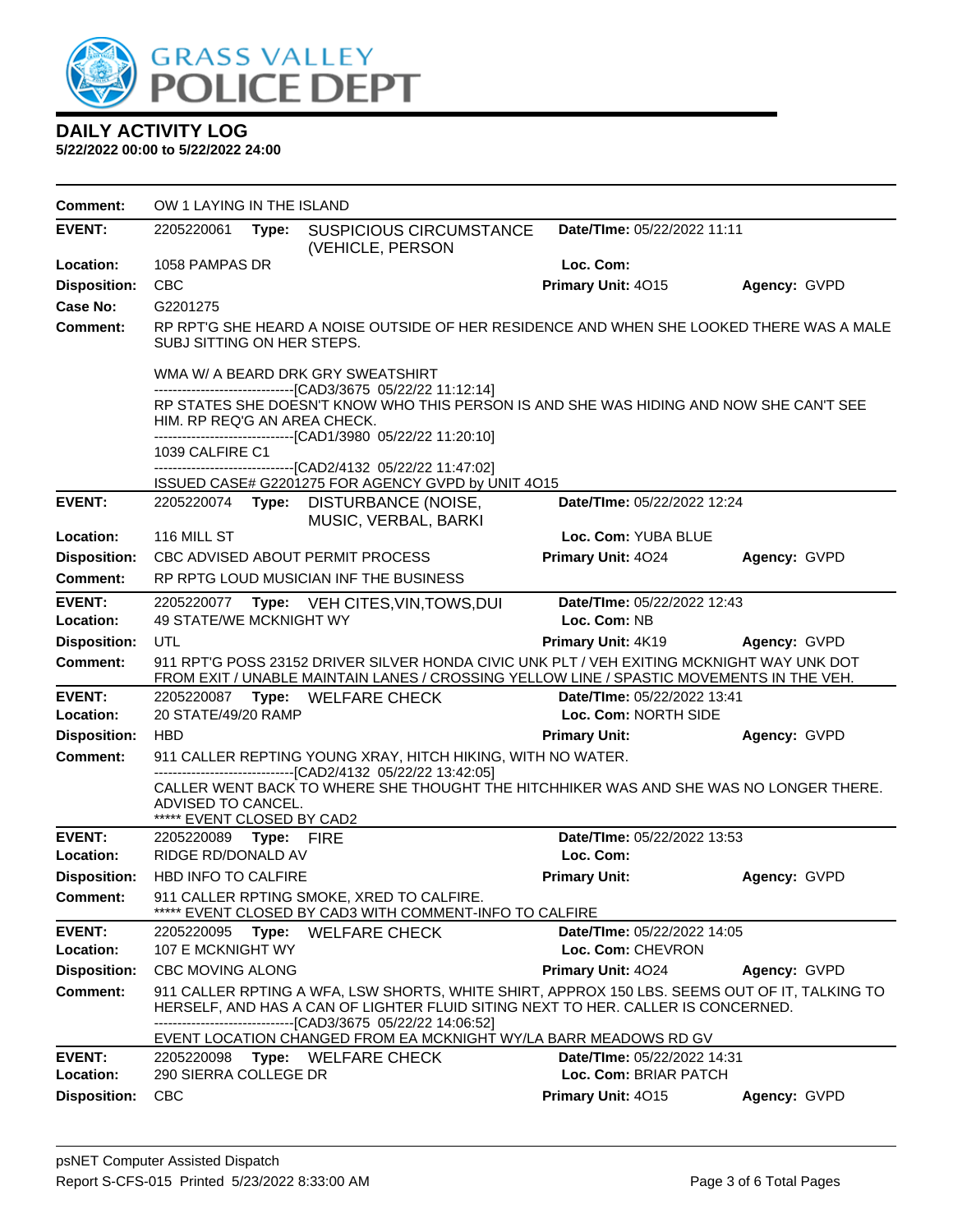# GRASS VALLEY POLICE DEPT

## DAILY ACTIVITY LOG

**5/22/2022 00:00 to 5/22/2022 24:00**

**Comment:** OW 1 LAYING IN THE ISLAND

---

**EVENT:** 2205220061 **Type:** SUSPICIOUS CIRCUMSTANCE (VEHICLE, PERSON **Date/TIme:** 05/22/2022 11:11
**Location:** 1058 PAMPAS DR **Loc. Com:**
**Disposition:** CBC **Primary Unit:** 4O15 **Agency:** GVPD
**Case No:** G2201275
**Comment:** RP RPT'G SHE HEARD A NOISE OUTSIDE OF HER RESIDENCE AND WHEN SHE LOOKED THERE WAS A MALE SUBJ SITTING ON HER STEPS.

WMA W/ A BEARD DRK GRY SWEATSHIRT
------------------------------[CAD3/3675 05/22/22 11:12:14]
RP STATES SHE DOESN'T KNOW WHO THIS PERSON IS AND SHE WAS HIDING AND NOW SHE CAN'T SEE HIM. RP REQ'G AN AREA CHECK.
------------------------------[CAD1/3980 05/22/22 11:20:10]
1039 CALFIRE C1
------------------------------[CAD2/4132 05/22/22 11:47:02]
ISSUED CASE# G2201275 FOR AGENCY GVPD by UNIT 4O15

---

**EVENT:** 2205220074 **Type:** DISTURBANCE (NOISE, MUSIC, VERBAL, BARKI **Date/TIme:** 05/22/2022 12:24
**Location:** 116 MILL ST **Loc. Com:** YUBA BLUE
**Disposition:** CBC ADVISED ABOUT PERMIT PROCESS **Primary Unit:** 4O24 **Agency:** GVPD
**Comment:** RP RPTG LOUD MUSICIAN INF THE BUSINESS

---

**EVENT:** 2205220077 **Type:** VEH CITES,VIN,TOWS,DUI **Date/TIme:** 05/22/2022 12:43
**Location:** 49 STATE/WE MCKNIGHT WY **Loc. Com:** NB
**Disposition:** UTL **Primary Unit:** 4K19 **Agency:** GVPD
**Comment:** 911 RPT'G POSS 23152 DRIVER SILVER HONDA CIVIC UNK PLT / VEH EXITING MCKNIGHT WAY UNK DOT FROM EXIT / UNABLE MAINTAIN LANES / CROSSING YELLOW LINE / SPASTIC MOVEMENTS IN THE VEH.

---

**EVENT:** 2205220087 **Type:** WELFARE CHECK **Date/TIme:** 05/22/2022 13:41
**Location:** 20 STATE/49/20 RAMP **Loc. Com:** NORTH SIDE
**Disposition:** HBD **Primary Unit:** **Agency:** GVPD
**Comment:** 911 CALLER REPTING YOUNG XRAY, HITCH HIKING, WITH NO WATER.
------------------------------[CAD2/4132 05/22/22 13:42:05]
CALLER WENT BACK TO WHERE SHE THOUGHT THE HITCHHIKER WAS AND SHE WAS NO LONGER THERE. ADVISED TO CANCEL.
***** EVENT CLOSED BY CAD2

---

**EVENT:** 2205220089 **Type:** FIRE **Date/TIme:** 05/22/2022 13:53
**Location:** RIDGE RD/DONALD AV **Loc. Com:**
**Disposition:** HBD INFO TO CALFIRE **Primary Unit:** **Agency:** GVPD
**Comment:** 911 CALLER RPTING SMOKE, XRED TO CALFIRE.
***** EVENT CLOSED BY CAD3 WITH COMMENT-INFO TO CALFIRE

---

**EVENT:** 2205220095 **Type:** WELFARE CHECK **Date/TIme:** 05/22/2022 14:05
**Location:** 107 E MCKNIGHT WY **Loc. Com:** CHEVRON
**Disposition:** CBC MOVING ALONG **Primary Unit:** 4O24 **Agency:** GVPD
**Comment:** 911 CALLER RPTING A WFA, LSW SHORTS, WHITE SHIRT, APPROX 150 LBS. SEEMS OUT OF IT, TALKING TO HERSELF, AND HAS A CAN OF LIGHTER FLUID SITING NEXT TO HER. CALLER IS CONCERNED.
------------------------------[CAD3/3675 05/22/22 14:06:52]
EVENT LOCATION CHANGED FROM EA MCKNIGHT WY/LA BARR MEADOWS RD GV

---

**EVENT:** 2205220098 **Type:** WELFARE CHECK **Date/TIme:** 05/22/2022 14:31
**Location:** 290 SIERRA COLLEGE DR **Loc. Com:** BRIAR PATCH
**Disposition:** CBC **Primary Unit:** 4O15 **Agency:** GVPD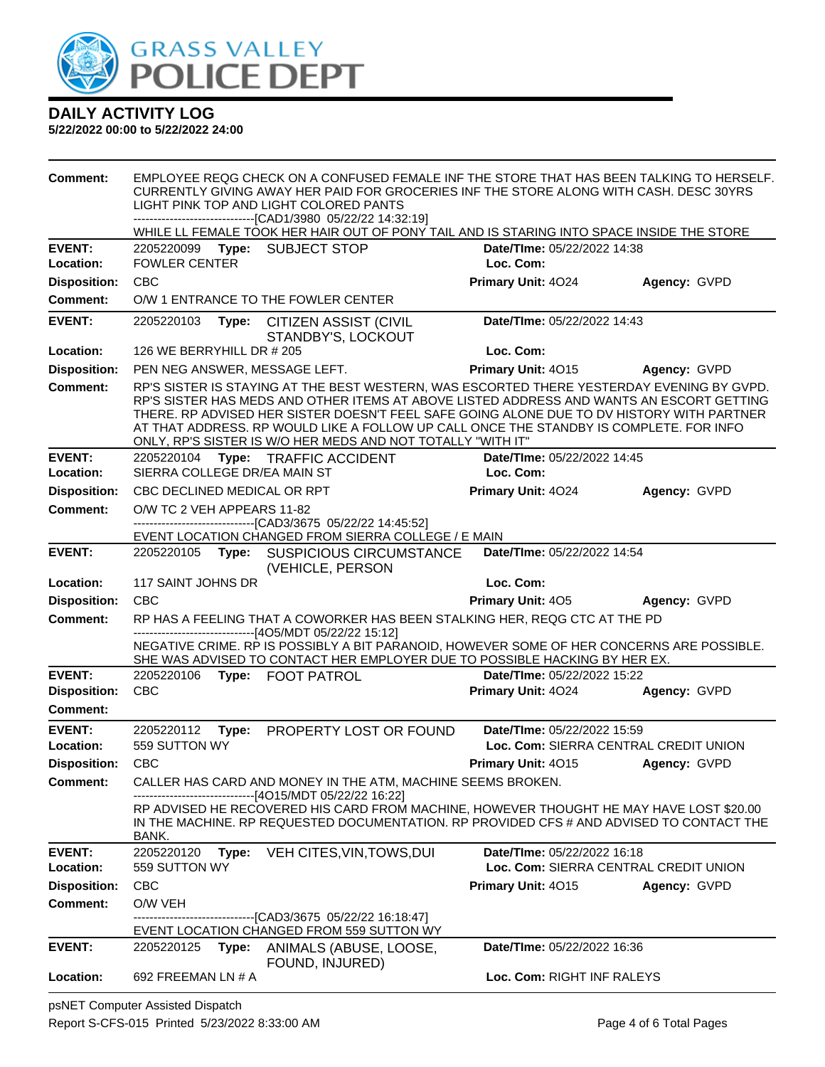# DAILY ACTIVITY LOG

**5/22/2022 00:00 to 5/22/2022 24:00**

**Comment:** EMPLOYEE REQG CHECK ON A CONFUSED FEMALE INF THE STORE THAT HAS BEEN TALKING TO HERSELF. CURRENTLY GIVING AWAY HER PAID FOR GROCERIES INF THE STORE ALONG WITH CASH. DESC 30YRS LIGHT PINK TOP AND LIGHT COLORED PANTS
------------------------------[CAD1/3980 05/22/22 14:32:19]
WHILE LL FEMALE TOOK HER HAIR OUT OF PONY TAIL AND IS STARING INTO SPACE INSIDE THE STORE

---

**EVENT:** 2205220099 **Type:** SUBJECT STOP **Date/TIme:** 05/22/2022 14:38
**Location:** FOWLER CENTER **Loc. Com:**
**Disposition:** CBC **Primary Unit:** 4O24 **Agency:** GVPD
**Comment:** O/W 1 ENTRANCE TO THE FOWLER CENTER

---

**EVENT:** 2205220103 **Type:** CITIZEN ASSIST (CIVIL STANDBY'S, LOCKOUT **Date/TIme:** 05/22/2022 14:43
**Location:** 126 WE BERRYHILL DR # 205 **Loc. Com:**
**Disposition:** PEN NEG ANSWER, MESSAGE LEFT. **Primary Unit:** 4O15 **Agency:** GVPD
**Comment:** RP'S SISTER IS STAYING AT THE BEST WESTERN, WAS ESCORTED THERE YESTERDAY EVENING BY GVPD. RP'S SISTER HAS MEDS AND OTHER ITEMS AT ABOVE LISTED ADDRESS AND WANTS AN ESCORT GETTING THERE. RP ADVISED HER SISTER DOESN'T FEEL SAFE GOING ALONE DUE TO DV HISTORY WITH PARTNER AT THAT ADDRESS. RP WOULD LIKE A FOLLOW UP CALL ONCE THE STANDBY IS COMPLETE. FOR INFO ONLY, RP'S SISTER IS W/O HER MEDS AND NOT TOTALLY "WITH IT"

---

**EVENT:** 2205220104 **Type:** TRAFFIC ACCIDENT **Date/TIme:** 05/22/2022 14:45
**Location:** SIERRA COLLEGE DR/EA MAIN ST **Loc. Com:**
**Disposition:** CBC DECLINED MEDICAL OR RPT **Primary Unit:** 4O24 **Agency:** GVPD
**Comment:** O/W TC 2 VEH APPEARS 11-82
------------------------------[CAD3/3675 05/22/22 14:45:52]
EVENT LOCATION CHANGED FROM SIERRA COLLEGE / E MAIN

---

**EVENT:** 2205220105 **Type:** SUSPICIOUS CIRCUMSTANCE (VEHICLE, PERSON **Date/TIme:** 05/22/2022 14:54
**Location:** 117 SAINT JOHNS DR **Loc. Com:**
**Disposition:** CBC **Primary Unit:** 4O5 **Agency:** GVPD
**Comment:** RP HAS A FEELING THAT A COWORKER HAS BEEN STALKING HER, REQG CTC AT THE PD
------------------------------[4O5/MDT 05/22/22 15:12]
NEGATIVE CRIME. RP IS POSSIBLY A BIT PARANOID, HOWEVER SOME OF HER CONCERNS ARE POSSIBLE. SHE WAS ADVISED TO CONTACT HER EMPLOYER DUE TO POSSIBLE HACKING BY HER EX.

---

**EVENT:** 2205220106 **Type:** FOOT PATROL **Date/TIme:** 05/22/2022 15:22
**Disposition:** CBC **Primary Unit:** 4O24 **Agency:** GVPD
**Comment:**

---

**EVENT:** 2205220112 **Type:** PROPERTY LOST OR FOUND **Date/TIme:** 05/22/2022 15:59
**Location:** 559 SUTTON WY **Loc. Com:** SIERRA CENTRAL CREDIT UNION
**Disposition:** CBC **Primary Unit:** 4O15 **Agency:** GVPD
**Comment:** CALLER HAS CARD AND MONEY IN THE ATM, MACHINE SEEMS BROKEN.
------------------------------[4O15/MDT 05/22/22 16:22]
RP ADVISED HE RECOVERED HIS CARD FROM MACHINE, HOWEVER THOUGHT HE MAY HAVE LOST $20.00 IN THE MACHINE. RP REQUESTED DOCUMENTATION. RP PROVIDED CFS # AND ADVISED TO CONTACT THE BANK.

---

**EVENT:** 2205220120 **Type:** VEH CITES,VIN,TOWS,DUI **Date/TIme:** 05/22/2022 16:18
**Location:** 559 SUTTON WY **Loc. Com:** SIERRA CENTRAL CREDIT UNION
**Disposition:** CBC **Primary Unit:** 4O15 **Agency:** GVPD
**Comment:** O/W VEH
------------------------------[CAD3/3675 05/22/22 16:18:47]
EVENT LOCATION CHANGED FROM 559 SUTTON WY

---

**EVENT:** 2205220125 **Type:** ANIMALS (ABUSE, LOOSE, FOUND, INJURED) **Date/TIme:** 05/22/2022 16:36
**Location:** 692 FREEMAN LN # A **Loc. Com:** RIGHT INF RALEYS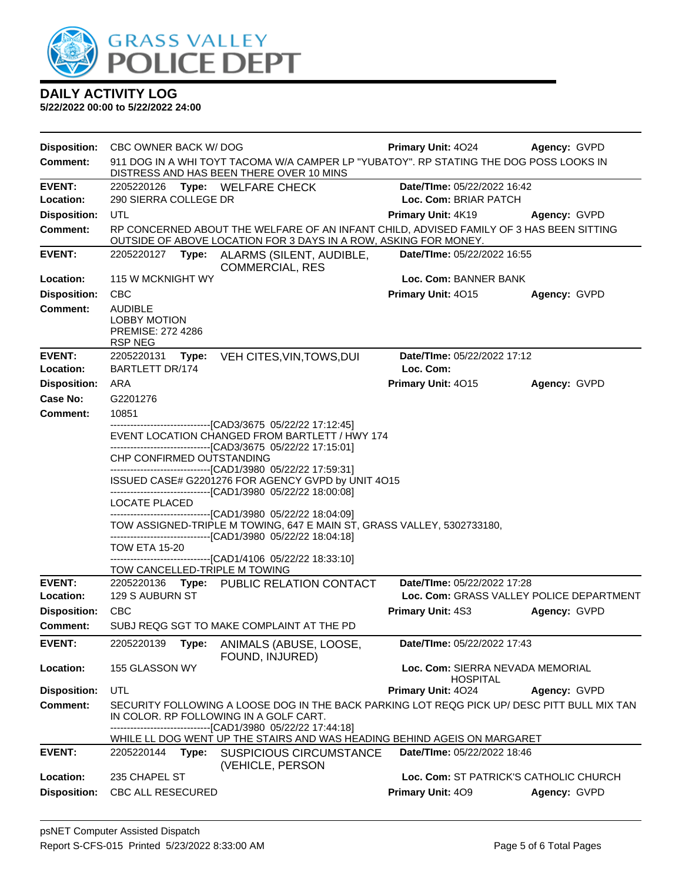# GRASS VALLEY POLICE DEPT

## DAILY ACTIVITY LOG

**5/22/2022 00:00 to 5/22/2022 24:00**

**Disposition:** CBC OWNER BACK W/ DOG | **Primary Unit:** 4O24 | **Agency:** GVPD

**Comment:** 911 DOG IN A WHI TOYT TACOMA W/A CAMPER LP "YUBATOY". RP STATING THE DOG POSS LOOKS IN DISTRESS AND HAS BEEN THERE OVER 10 MINS

---

**EVENT:** 2205220126 **Type:** WELFARE CHECK | **Date/TIme:** 05/22/2022 16:42

**Location:** 290 SIERRA COLLEGE DR | **Loc. Com:** BRIAR PATCH

**Disposition:** UTL | **Primary Unit:** 4K19 | **Agency:** GVPD

**Comment:** RP CONCERNED ABOUT THE WELFARE OF AN INFANT CHILD, ADVISED FAMILY OF 3 HAS BEEN SITTING OUTSIDE OF ABOVE LOCATION FOR 3 DAYS IN A ROW, ASKING FOR MONEY.

---

**EVENT:** 2205220127 **Type:** ALARMS (SILENT, AUDIBLE, COMMERCIAL, RES | **Date/TIme:** 05/22/2022 16:55

**Location:** 115 W MCKNIGHT WY | **Loc. Com:** BANNER BANK

**Disposition:** CBC | **Primary Unit:** 4O15 | **Agency:** GVPD

**Comment:** AUDIBLE
LOBBY MOTION
PREMISE: 272 4286
RSP NEG

---

**EVENT:** 2205220131 **Type:** VEH CITES,VIN,TOWS,DUI | **Date/TIme:** 05/22/2022 17:12

**Location:** BARTLETT DR/174 | **Loc. Com:**

**Disposition:** ARA | **Primary Unit:** 4O15 | **Agency:** GVPD

**Case No:** G2201276

**Comment:** 10851

-------------------------------[CAD3/3675 05/22/22 17:12:45]
EVENT LOCATION CHANGED FROM BARTLETT / HWY 174
-------------------------------[CAD3/3675 05/22/22 17:15:01]
CHP CONFIRMED OUTSTANDING
-------------------------------[CAD1/3980 05/22/22 17:59:31]
ISSUED CASE# G2201276 FOR AGENCY GVPD by UNIT 4O15
-------------------------------[CAD1/3980 05/22/22 18:00:08]
LOCATE PLACED
-------------------------------[CAD1/3980 05/22/22 18:04:09]
TOW ASSIGNED-TRIPLE M TOWING, 647 E MAIN ST, GRASS VALLEY, 5302733180,
-------------------------------[CAD1/3980 05/22/22 18:04:18]
TOW ETA 15-20
-------------------------------[CAD1/4106 05/22/22 18:33:10]
TOW CANCELLED-TRIPLE M TOWING

---

**EVENT:** 2205220136 **Type:** PUBLIC RELATION CONTACT | **Date/TIme:** 05/22/2022 17:28

**Location:** 129 S AUBURN ST | **Loc. Com:** GRASS VALLEY POLICE DEPARTMENT

**Disposition:** CBC | **Primary Unit:** 4S3 | **Agency:** GVPD

**Comment:** SUBJ REQG SGT TO MAKE COMPLAINT AT THE PD

---

**EVENT:** 2205220139 **Type:** ANIMALS (ABUSE, LOOSE, FOUND, INJURED) | **Date/TIme:** 05/22/2022 17:43

**Location:** 155 GLASSON WY | **Loc. Com:** SIERRA NEVADA MEMORIAL HOSPITAL

**Disposition:** UTL | **Primary Unit:** 4O24 | **Agency:** GVPD

**Comment:** SECURITY FOLLOWING A LOOSE DOG IN THE BACK PARKING LOT REQG PICK UP/ DESC PITT BULL MIX TAN IN COLOR. RP FOLLOWING IN A GOLF CART.
-------------------------------[CAD1/3980 05/22/22 17:44:18]
WHILE LL DOG WENT UP THE STAIRS AND WAS HEADING BEHIND AGEIS ON MARGARET

---

**EVENT:** 2205220144 **Type:** SUSPICIOUS CIRCUMSTANCE (VEHICLE, PERSON | **Date/TIme:** 05/22/2022 18:46

**Location:** 235 CHAPEL ST | **Loc. Com:** ST PATRICK'S CATHOLIC CHURCH

**Disposition:** CBC ALL RESECURED | **Primary Unit:** 4O9 | **Agency:** GVPD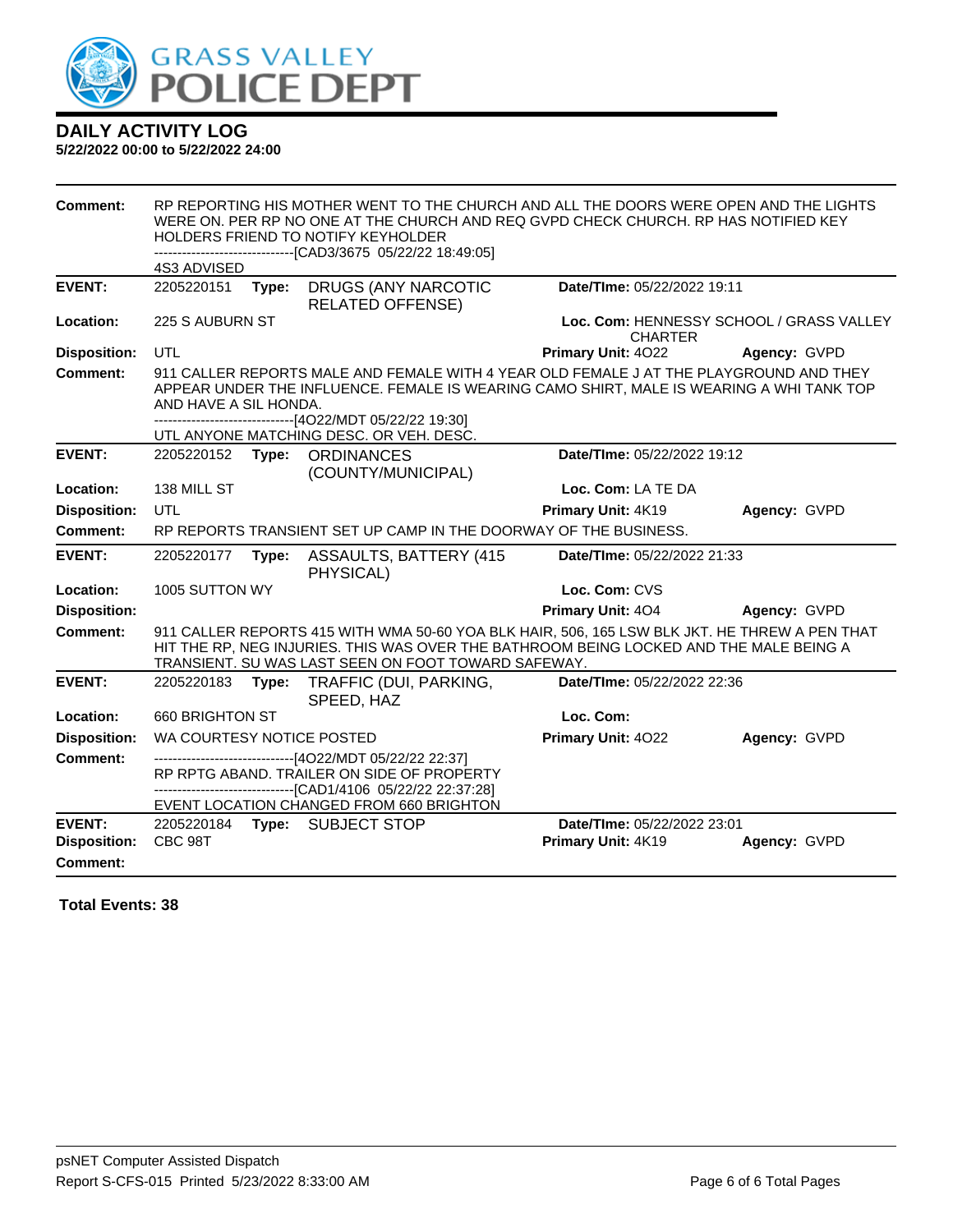## DAILY ACTIVITY LOG
**5/22/2022 00:00 to 5/22/2022 24:00**

| | | | | |
|---|---|---|---|---|
| **Comment:** | RP REPORTING HIS MOTHER WENT TO THE CHURCH AND ALL THE DOORS WERE OPEN AND THE LIGHTS WERE ON. PER RP NO ONE AT THE CHURCH AND REQ GVPD CHECK CHURCH. RP HAS NOTIFIED KEY HOLDERS FRIEND TO NOTIFY KEYHOLDER ------------------------------[CAD3/3675 05/22/22 18:49:05] 4S3 ADVISED | | | |
| **EVENT:** | 2205220151 **Type:** DRUGS (ANY NARCOTIC RELATED OFFENSE) | **Date/TIme:** 05/22/2022 19:11 | | |
| **Location:** | 225 S AUBURN ST | **Loc. Com:** HENNESSY SCHOOL / GRASS VALLEY CHARTER | | |
| **Disposition:** | UTL | **Primary Unit:** 4O22 | **Agency:** GVPD | |
| **Comment:** | 911 CALLER REPORTS MALE AND FEMALE WITH 4 YEAR OLD FEMALE J AT THE PLAYGROUND AND THEY APPEAR UNDER THE INFLUENCE. FEMALE IS WEARING CAMO SHIRT, MALE IS WEARING A WHI TANK TOP AND HAVE A SIL HONDA. ------------------------------[4O22/MDT 05/22/22 19:30] UTL ANYONE MATCHING DESC. OR VEH. DESC. | | | |
| **EVENT:** | 2205220152 **Type:** ORDINANCES (COUNTY/MUNICIPAL) | **Date/TIme:** 05/22/2022 19:12 | | |
| **Location:** | 138 MILL ST | **Loc. Com:** LA TE DA | | |
| **Disposition:** | UTL | **Primary Unit:** 4K19 | **Agency:** GVPD | |
| **Comment:** | RP REPORTS TRANSIENT SET UP CAMP IN THE DOORWAY OF THE BUSINESS. | | | |
| **EVENT:** | 2205220177 **Type:** ASSAULTS, BATTERY (415 PHYSICAL) | **Date/TIme:** 05/22/2022 21:33 | | |
| **Location:** | 1005 SUTTON WY | **Loc. Com:** CVS | | |
| **Disposition:** | | **Primary Unit:** 4O4 | **Agency:** GVPD | |
| **Comment:** | 911 CALLER REPORTS 415 WITH WMA 50-60 YOA BLK HAIR, 506, 165 LSW BLK JKT. HE THREW A PEN THAT HIT THE RP, NEG INJURIES. THIS WAS OVER THE BATHROOM BEING LOCKED AND THE MALE BEING A TRANSIENT. SU WAS LAST SEEN ON FOOT TOWARD SAFEWAY. | | | |
| **EVENT:** | 2205220183 **Type:** TRAFFIC (DUI, PARKING, SPEED, HAZ | **Date/TIme:** 05/22/2022 22:36 | | |
| **Location:** | 660 BRIGHTON ST | **Loc. Com:** | | |
| **Disposition:** | WA COURTESY NOTICE POSTED | **Primary Unit:** 4O22 | **Agency:** GVPD | |
| **Comment:** | ------------------------------[4O22/MDT 05/22/22 22:37] RP RPTG ABAND. TRAILER ON SIDE OF PROPERTY ------------------------------[CAD1/4106 05/22/22 22:37:28] EVENT LOCATION CHANGED FROM 660 BRIGHTON | | | |
| **EVENT:** | 2205220184 **Type:** SUBJECT STOP | **Date/TIme:** 05/22/2022 23:01 | | |
| **Disposition:** | CBC 98T | **Primary Unit:** 4K19 | **Agency:** GVPD | |
| **Comment:** | | | | |

**Total Events: 38**